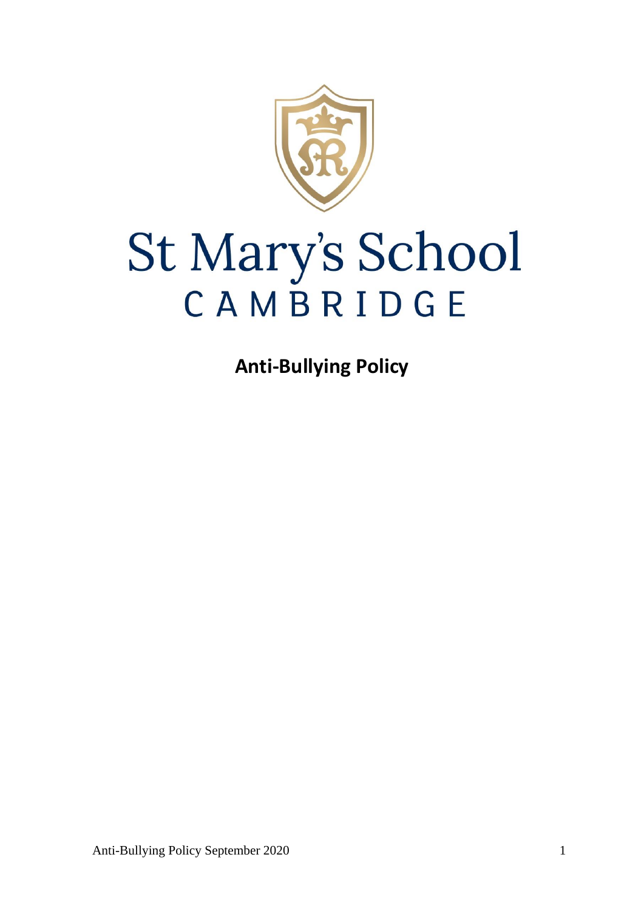# St Mary's School
## CAMBRIDGE

**Anti-Bullying Policy**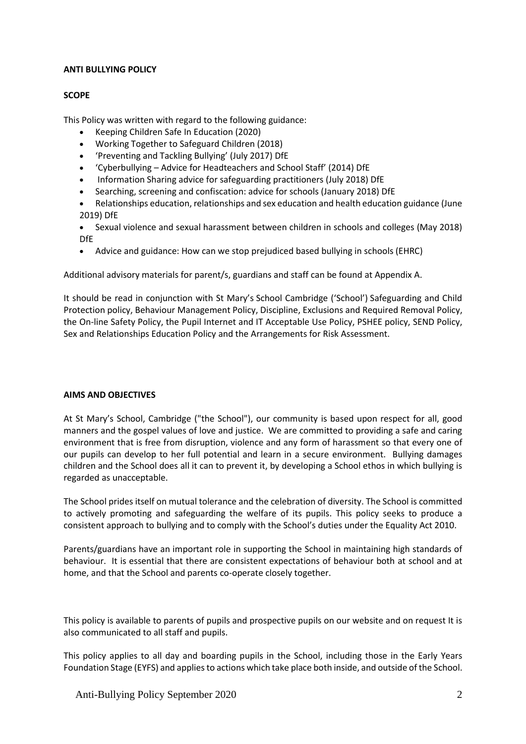**ANTI BULLYING POLICY**

**SCOPE**

This Policy was written with regard to the following guidance:

- Keeping Children Safe In Education (2020)
- Working Together to Safeguard Children (2018)
- 'Preventing and Tackling Bullying' (July 2017) DfE
- 'Cyberbullying – Advice for Headteachers and School Staff' (2014) DfE
- Information Sharing advice for safeguarding practitioners (July 2018) DfE
- Searching, screening and confiscation: advice for schools (January 2018) DfE
- Relationships education, relationships and sex education and health education guidance (June 2019) DfE
- Sexual violence and sexual harassment between children in schools and colleges (May 2018) DfE
- Advice and guidance: How can we stop prejudiced based bullying in schools (EHRC)

Additional advisory materials for parent/s, guardians and staff can be found at Appendix A.

It should be read in conjunction with St Mary's School Cambridge ('School') Safeguarding and Child Protection policy, Behaviour Management Policy, Discipline, Exclusions and Required Removal Policy, the On-line Safety Policy, the Pupil Internet and IT Acceptable Use Policy, PSHEE policy, SEND Policy, Sex and Relationships Education Policy and the Arrangements for Risk Assessment.

**AIMS AND OBJECTIVES**

At St Mary's School, Cambridge ("the School"), our community is based upon respect for all, good manners and the gospel values of love and justice. We are committed to providing a safe and caring environment that is free from disruption, violence and any form of harassment so that every one of our pupils can develop to her full potential and learn in a secure environment. Bullying damages children and the School does all it can to prevent it, by developing a School ethos in which bullying is regarded as unacceptable.

The School prides itself on mutual tolerance and the celebration of diversity. The School is committed to actively promoting and safeguarding the welfare of its pupils. This policy seeks to produce a consistent approach to bullying and to comply with the School's duties under the Equality Act 2010.

Parents/guardians have an important role in supporting the School in maintaining high standards of behaviour. It is essential that there are consistent expectations of behaviour both at school and at home, and that the School and parents co-operate closely together.

This policy is available to parents of pupils and prospective pupils on our website and on request It is also communicated to all staff and pupils.

This policy applies to all day and boarding pupils in the School, including those in the Early Years Foundation Stage (EYFS) and applies to actions which take place both inside, and outside of the School.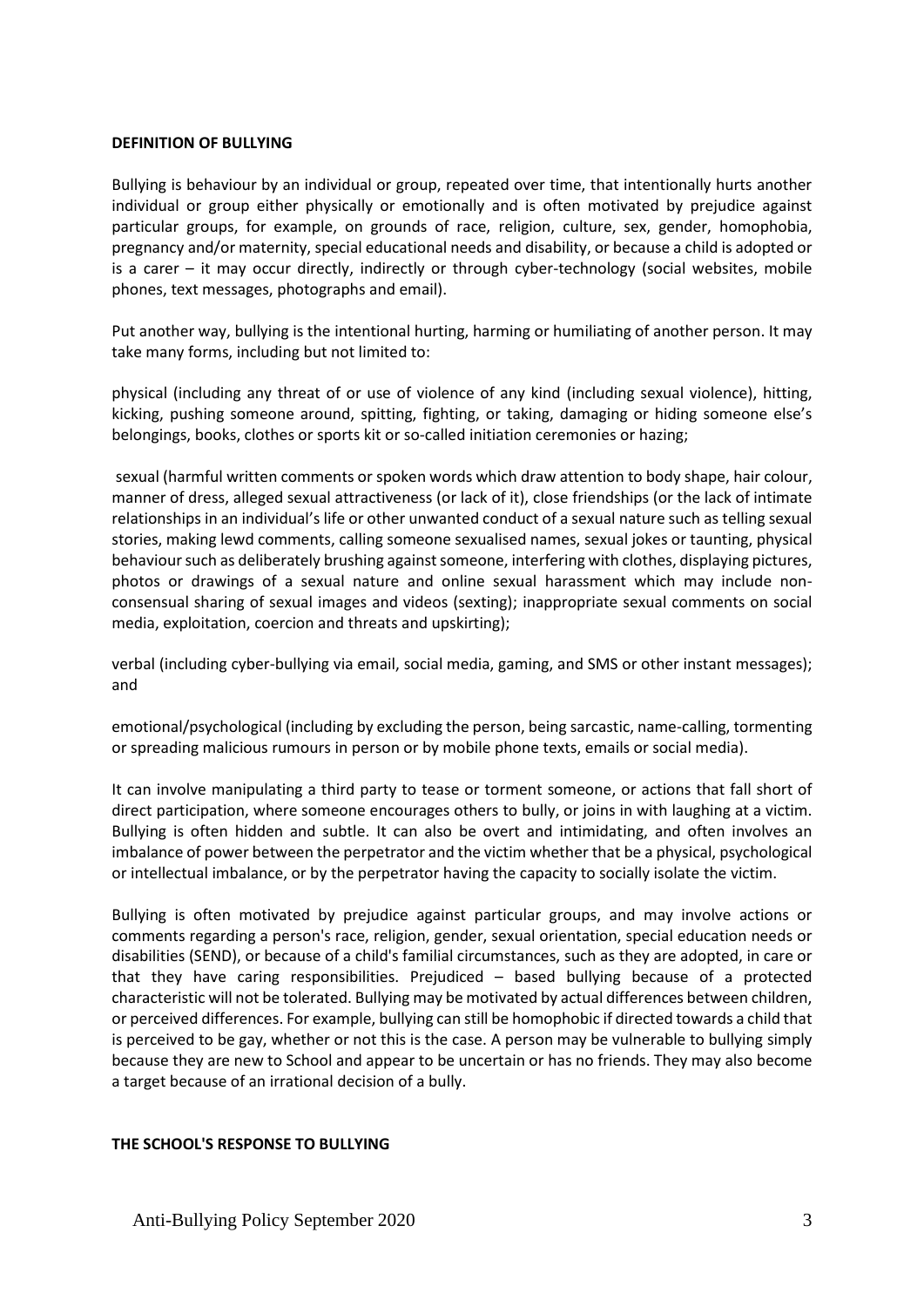**DEFINITION OF BULLYING**

Bullying is behaviour by an individual or group, repeated over time, that intentionally hurts another individual or group either physically or emotionally and is often motivated by prejudice against particular groups, for example, on grounds of race, religion, culture, sex, gender, homophobia, pregnancy and/or maternity, special educational needs and disability, or because a child is adopted or is a carer – it may occur directly, indirectly or through cyber-technology (social websites, mobile phones, text messages, photographs and email).

Put another way, bullying is the intentional hurting, harming or humiliating of another person. It may take many forms, including but not limited to:

physical (including any threat of or use of violence of any kind (including sexual violence), hitting, kicking, pushing someone around, spitting, fighting, or taking, damaging or hiding someone else's belongings, books, clothes or sports kit or so-called initiation ceremonies or hazing;

sexual (harmful written comments or spoken words which draw attention to body shape, hair colour, manner of dress, alleged sexual attractiveness (or lack of it), close friendships (or the lack of intimate relationships in an individual's life or other unwanted conduct of a sexual nature such as telling sexual stories, making lewd comments, calling someone sexualised names, sexual jokes or taunting, physical behaviour such as deliberately brushing against someone, interfering with clothes, displaying pictures, photos or drawings of a sexual nature and online sexual harassment which may include non-consensual sharing of sexual images and videos (sexting); inappropriate sexual comments on social media, exploitation, coercion and threats and upskirting);

verbal (including cyber-bullying via email, social media, gaming, and SMS or other instant messages); and

emotional/psychological (including by excluding the person, being sarcastic, name-calling, tormenting or spreading malicious rumours in person or by mobile phone texts, emails or social media).

It can involve manipulating a third party to tease or torment someone, or actions that fall short of direct participation, where someone encourages others to bully, or joins in with laughing at a victim. Bullying is often hidden and subtle. It can also be overt and intimidating, and often involves an imbalance of power between the perpetrator and the victim whether that be a physical, psychological or intellectual imbalance, or by the perpetrator having the capacity to socially isolate the victim.

Bullying is often motivated by prejudice against particular groups, and may involve actions or comments regarding a person's race, religion, gender, sexual orientation, special education needs or disabilities (SEND), or because of a child's familial circumstances, such as they are adopted, in care or that they have caring responsibilities. Prejudiced – based bullying because of a protected characteristic will not be tolerated. Bullying may be motivated by actual differences between children, or perceived differences. For example, bullying can still be homophobic if directed towards a child that is perceived to be gay, whether or not this is the case. A person may be vulnerable to bullying simply because they are new to School and appear to be uncertain or has no friends. They may also become a target because of an irrational decision of a bully.

**THE SCHOOL'S RESPONSE TO BULLYING**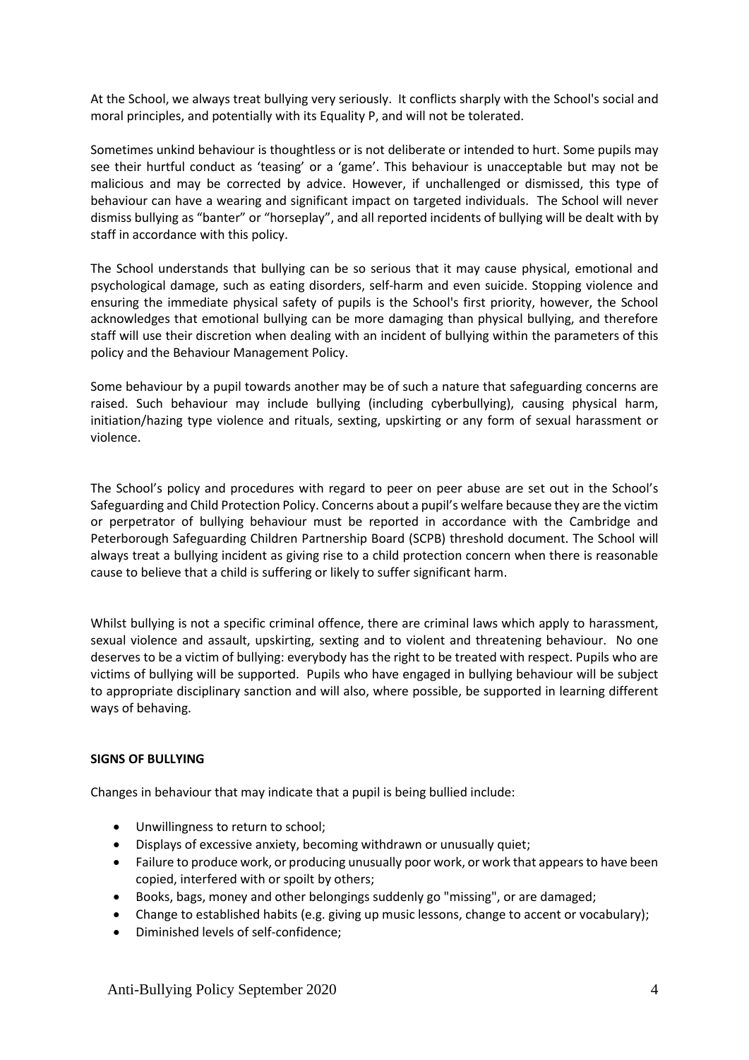At the School, we always treat bullying very seriously. It conflicts sharply with the School's social and moral principles, and potentially with its Equality P, and will not be tolerated.

Sometimes unkind behaviour is thoughtless or is not deliberate or intended to hurt. Some pupils may see their hurtful conduct as 'teasing' or a 'game'. This behaviour is unacceptable but may not be malicious and may be corrected by advice. However, if unchallenged or dismissed, this type of behaviour can have a wearing and significant impact on targeted individuals. The School will never dismiss bullying as "banter" or "horseplay", and all reported incidents of bullying will be dealt with by staff in accordance with this policy.

The School understands that bullying can be so serious that it may cause physical, emotional and psychological damage, such as eating disorders, self-harm and even suicide. Stopping violence and ensuring the immediate physical safety of pupils is the School's first priority, however, the School acknowledges that emotional bullying can be more damaging than physical bullying, and therefore staff will use their discretion when dealing with an incident of bullying within the parameters of this policy and the Behaviour Management Policy.

Some behaviour by a pupil towards another may be of such a nature that safeguarding concerns are raised. Such behaviour may include bullying (including cyberbullying), causing physical harm, initiation/hazing type violence and rituals, sexting, upskirting or any form of sexual harassment or violence.

The School's policy and procedures with regard to peer on peer abuse are set out in the School's Safeguarding and Child Protection Policy. Concerns about a pupil's welfare because they are the victim or perpetrator of bullying behaviour must be reported in accordance with the Cambridge and Peterborough Safeguarding Children Partnership Board (SCPB) threshold document. The School will always treat a bullying incident as giving rise to a child protection concern when there is reasonable cause to believe that a child is suffering or likely to suffer significant harm.

Whilst bullying is not a specific criminal offence, there are criminal laws which apply to harassment, sexual violence and assault, upskirting, sexting and to violent and threatening behaviour. No one deserves to be a victim of bullying: everybody has the right to be treated with respect. Pupils who are victims of bullying will be supported. Pupils who have engaged in bullying behaviour will be subject to appropriate disciplinary sanction and will also, where possible, be supported in learning different ways of behaving.

**SIGNS OF BULLYING**

Changes in behaviour that may indicate that a pupil is being bullied include:

- Unwillingness to return to school;
- Displays of excessive anxiety, becoming withdrawn or unusually quiet;
- Failure to produce work, or producing unusually poor work, or work that appears to have been copied, interfered with or spoilt by others;
- Books, bags, money and other belongings suddenly go "missing", or are damaged;
- Change to established habits (e.g. giving up music lessons, change to accent or vocabulary);
- Diminished levels of self-confidence;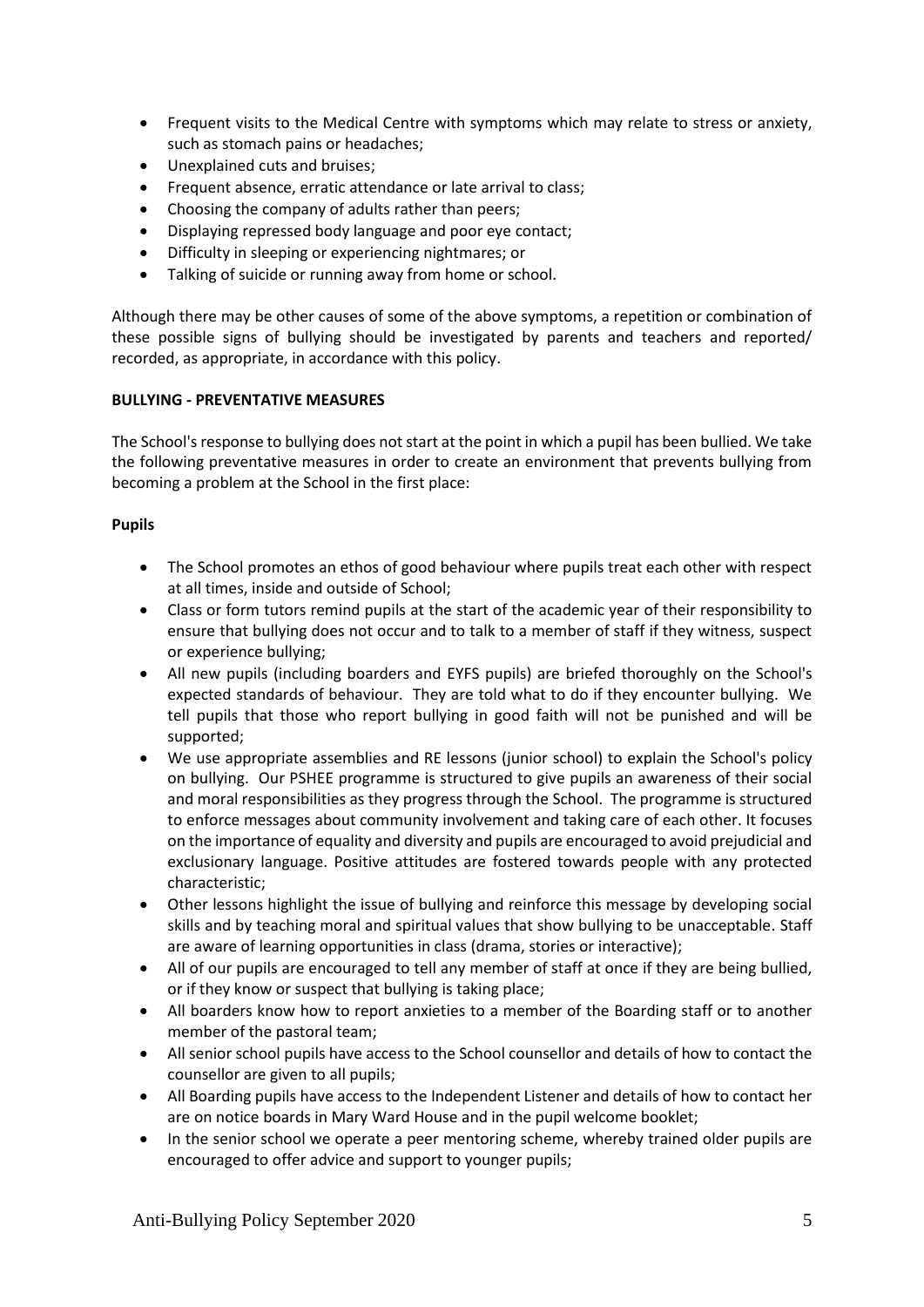- Frequent visits to the Medical Centre with symptoms which may relate to stress or anxiety, such as stomach pains or headaches;
- Unexplained cuts and bruises;
- Frequent absence, erratic attendance or late arrival to class;
- Choosing the company of adults rather than peers;
- Displaying repressed body language and poor eye contact;
- Difficulty in sleeping or experiencing nightmares; or
- Talking of suicide or running away from home or school.

Although there may be other causes of some of the above symptoms, a repetition or combination of these possible signs of bullying should be investigated by parents and teachers and reported/ recorded, as appropriate, in accordance with this policy.

**BULLYING - PREVENTATIVE MEASURES**

The School's response to bullying does not start at the point in which a pupil has been bullied. We take the following preventative measures in order to create an environment that prevents bullying from becoming a problem at the School in the first place:

**Pupils**

- The School promotes an ethos of good behaviour where pupils treat each other with respect at all times, inside and outside of School;
- Class or form tutors remind pupils at the start of the academic year of their responsibility to ensure that bullying does not occur and to talk to a member of staff if they witness, suspect or experience bullying;
- All new pupils (including boarders and EYFS pupils) are briefed thoroughly on the School's expected standards of behaviour. They are told what to do if they encounter bullying. We tell pupils that those who report bullying in good faith will not be punished and will be supported;
- We use appropriate assemblies and RE lessons (junior school) to explain the School's policy on bullying. Our PSHEE programme is structured to give pupils an awareness of their social and moral responsibilities as they progress through the School. The programme is structured to enforce messages about community involvement and taking care of each other. It focuses on the importance of equality and diversity and pupils are encouraged to avoid prejudicial and exclusionary language. Positive attitudes are fostered towards people with any protected characteristic;
- Other lessons highlight the issue of bullying and reinforce this message by developing social skills and by teaching moral and spiritual values that show bullying to be unacceptable. Staff are aware of learning opportunities in class (drama, stories or interactive);
- All of our pupils are encouraged to tell any member of staff at once if they are being bullied, or if they know or suspect that bullying is taking place;
- All boarders know how to report anxieties to a member of the Boarding staff or to another member of the pastoral team;
- All senior school pupils have access to the School counsellor and details of how to contact the counsellor are given to all pupils;
- All Boarding pupils have access to the Independent Listener and details of how to contact her are on notice boards in Mary Ward House and in the pupil welcome booklet;
- In the senior school we operate a peer mentoring scheme, whereby trained older pupils are encouraged to offer advice and support to younger pupils;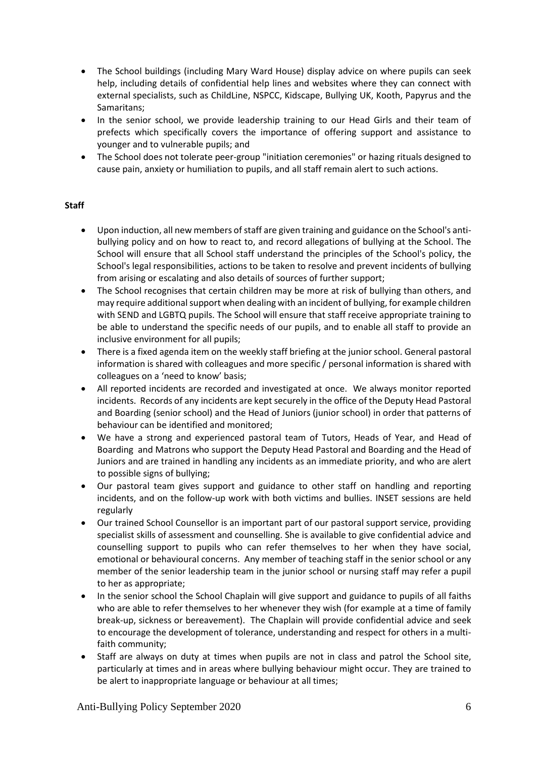- The School buildings (including Mary Ward House) display advice on where pupils can seek help, including details of confidential help lines and websites where they can connect with external specialists, such as ChildLine, NSPCC, Kidscape, Bullying UK, Kooth, Papyrus and the Samaritans;
- In the senior school, we provide leadership training to our Head Girls and their team of prefects which specifically covers the importance of offering support and assistance to younger and to vulnerable pupils; and
- The School does not tolerate peer-group "initiation ceremonies" or hazing rituals designed to cause pain, anxiety or humiliation to pupils, and all staff remain alert to such actions.

**Staff**

- Upon induction, all new members of staff are given training and guidance on the School's anti-bullying policy and on how to react to, and record allegations of bullying at the School. The School will ensure that all School staff understand the principles of the School's policy, the School's legal responsibilities, actions to be taken to resolve and prevent incidents of bullying from arising or escalating and also details of sources of further support;
- The School recognises that certain children may be more at risk of bullying than others, and may require additional support when dealing with an incident of bullying, for example children with SEND and LGBTQ pupils. The School will ensure that staff receive appropriate training to be able to understand the specific needs of our pupils, and to enable all staff to provide an inclusive environment for all pupils;
- There is a fixed agenda item on the weekly staff briefing at the junior school. General pastoral information is shared with colleagues and more specific / personal information is shared with colleagues on a 'need to know' basis;
- All reported incidents are recorded and investigated at once. We always monitor reported incidents. Records of any incidents are kept securely in the office of the Deputy Head Pastoral and Boarding (senior school) and the Head of Juniors (junior school) in order that patterns of behaviour can be identified and monitored;
- We have a strong and experienced pastoral team of Tutors, Heads of Year, and Head of Boarding and Matrons who support the Deputy Head Pastoral and Boarding and the Head of Juniors and are trained in handling any incidents as an immediate priority, and who are alert to possible signs of bullying;
- Our pastoral team gives support and guidance to other staff on handling and reporting incidents, and on the follow-up work with both victims and bullies. INSET sessions are held regularly
- Our trained School Counsellor is an important part of our pastoral support service, providing specialist skills of assessment and counselling. She is available to give confidential advice and counselling support to pupils who can refer themselves to her when they have social, emotional or behavioural concerns. Any member of teaching staff in the senior school or any member of the senior leadership team in the junior school or nursing staff may refer a pupil to her as appropriate;
- In the senior school the School Chaplain will give support and guidance to pupils of all faiths who are able to refer themselves to her whenever they wish (for example at a time of family break-up, sickness or bereavement). The Chaplain will provide confidential advice and seek to encourage the development of tolerance, understanding and respect for others in a multi-faith community;
- Staff are always on duty at times when pupils are not in class and patrol the School site, particularly at times and in areas where bullying behaviour might occur. They are trained to be alert to inappropriate language or behaviour at all times;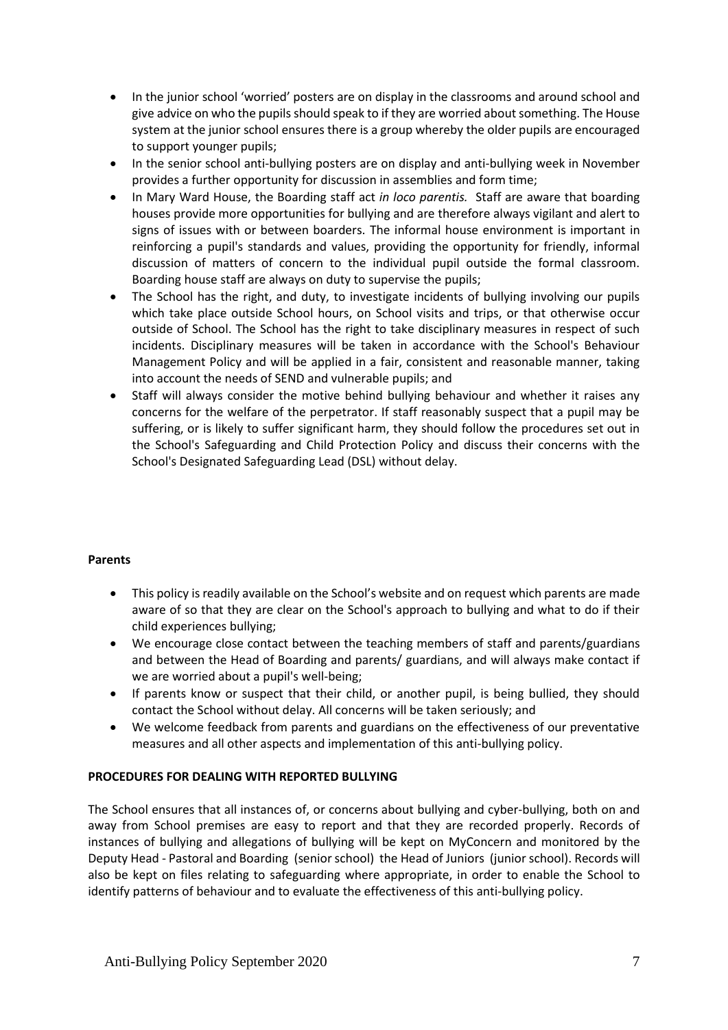- In the junior school 'worried' posters are on display in the classrooms and around school and give advice on who the pupils should speak to if they are worried about something. The House system at the junior school ensures there is a group whereby the older pupils are encouraged to support younger pupils;
- In the senior school anti-bullying posters are on display and anti-bullying week in November provides a further opportunity for discussion in assemblies and form time;
- In Mary Ward House, the Boarding staff act *in loco parentis.* Staff are aware that boarding houses provide more opportunities for bullying and are therefore always vigilant and alert to signs of issues with or between boarders. The informal house environment is important in reinforcing a pupil's standards and values, providing the opportunity for friendly, informal discussion of matters of concern to the individual pupil outside the formal classroom. Boarding house staff are always on duty to supervise the pupils;
- The School has the right, and duty, to investigate incidents of bullying involving our pupils which take place outside School hours, on School visits and trips, or that otherwise occur outside of School. The School has the right to take disciplinary measures in respect of such incidents. Disciplinary measures will be taken in accordance with the School's Behaviour Management Policy and will be applied in a fair, consistent and reasonable manner, taking into account the needs of SEND and vulnerable pupils; and
- Staff will always consider the motive behind bullying behaviour and whether it raises any concerns for the welfare of the perpetrator. If staff reasonably suspect that a pupil may be suffering, or is likely to suffer significant harm, they should follow the procedures set out in the School's Safeguarding and Child Protection Policy and discuss their concerns with the School's Designated Safeguarding Lead (DSL) without delay.

**Parents**

- This policy is readily available on the School's website and on request which parents are made aware of so that they are clear on the School's approach to bullying and what to do if their child experiences bullying;
- We encourage close contact between the teaching members of staff and parents/guardians and between the Head of Boarding and parents/ guardians, and will always make contact if we are worried about a pupil's well-being;
- If parents know or suspect that their child, or another pupil, is being bullied, they should contact the School without delay. All concerns will be taken seriously; and
- We welcome feedback from parents and guardians on the effectiveness of our preventative measures and all other aspects and implementation of this anti-bullying policy.

**PROCEDURES FOR DEALING WITH REPORTED BULLYING**

The School ensures that all instances of, or concerns about bullying and cyber-bullying, both on and away from School premises are easy to report and that they are recorded properly. Records of instances of bullying and allegations of bullying will be kept on MyConcern and monitored by the Deputy Head - Pastoral and Boarding (senior school) the Head of Juniors (junior school). Records will also be kept on files relating to safeguarding where appropriate, in order to enable the School to identify patterns of behaviour and to evaluate the effectiveness of this anti-bullying policy.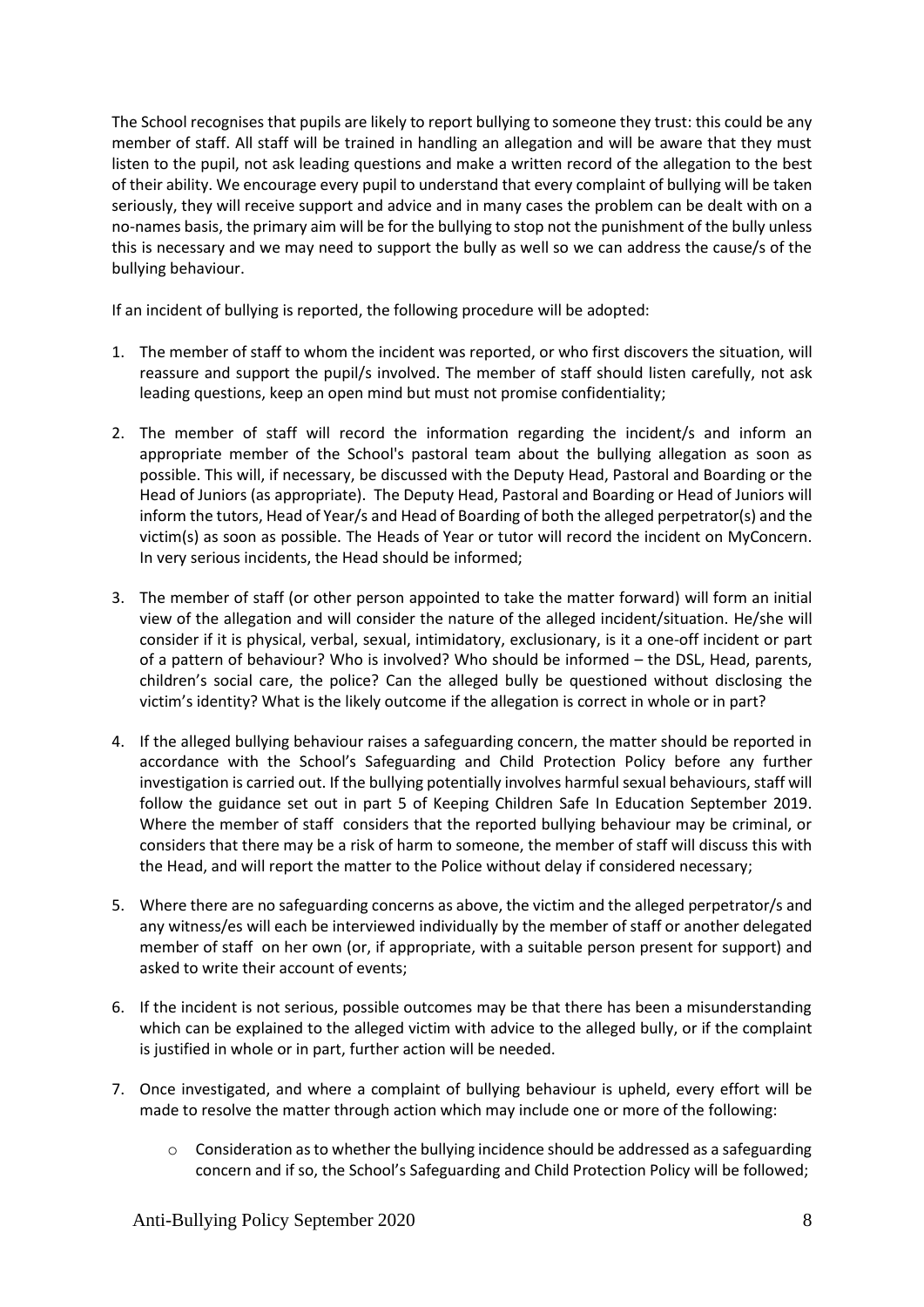The School recognises that pupils are likely to report bullying to someone they trust: this could be any member of staff. All staff will be trained in handling an allegation and will be aware that they must listen to the pupil, not ask leading questions and make a written record of the allegation to the best of their ability. We encourage every pupil to understand that every complaint of bullying will be taken seriously, they will receive support and advice and in many cases the problem can be dealt with on a no-names basis, the primary aim will be for the bullying to stop not the punishment of the bully unless this is necessary and we may need to support the bully as well so we can address the cause/s of the bullying behaviour.

If an incident of bullying is reported, the following procedure will be adopted:

1. The member of staff to whom the incident was reported, or who first discovers the situation, will reassure and support the pupil/s involved. The member of staff should listen carefully, not ask leading questions, keep an open mind but must not promise confidentiality;

2. The member of staff will record the information regarding the incident/s and inform an appropriate member of the School's pastoral team about the bullying allegation as soon as possible. This will, if necessary, be discussed with the Deputy Head, Pastoral and Boarding or the Head of Juniors (as appropriate). The Deputy Head, Pastoral and Boarding or Head of Juniors will inform the tutors, Head of Year/s and Head of Boarding of both the alleged perpetrator(s) and the victim(s) as soon as possible. The Heads of Year or tutor will record the incident on MyConcern. In very serious incidents, the Head should be informed;

3. The member of staff (or other person appointed to take the matter forward) will form an initial view of the allegation and will consider the nature of the alleged incident/situation. He/she will consider if it is physical, verbal, sexual, intimidatory, exclusionary, is it a one-off incident or part of a pattern of behaviour? Who is involved? Who should be informed – the DSL, Head, parents, children's social care, the police? Can the alleged bully be questioned without disclosing the victim's identity? What is the likely outcome if the allegation is correct in whole or in part?

4. If the alleged bullying behaviour raises a safeguarding concern, the matter should be reported in accordance with the School's Safeguarding and Child Protection Policy before any further investigation is carried out. If the bullying potentially involves harmful sexual behaviours, staff will follow the guidance set out in part 5 of Keeping Children Safe In Education September 2019. Where the member of staff considers that the reported bullying behaviour may be criminal, or considers that there may be a risk of harm to someone, the member of staff will discuss this with the Head, and will report the matter to the Police without delay if considered necessary;

5. Where there are no safeguarding concerns as above, the victim and the alleged perpetrator/s and any witness/es will each be interviewed individually by the member of staff or another delegated member of staff on her own (or, if appropriate, with a suitable person present for support) and asked to write their account of events;

6. If the incident is not serious, possible outcomes may be that there has been a misunderstanding which can be explained to the alleged victim with advice to the alleged bully, or if the complaint is justified in whole or in part, further action will be needed.

7. Once investigated, and where a complaint of bullying behaviour is upheld, every effort will be made to resolve the matter through action which may include one or more of the following:

   - Consideration as to whether the bullying incidence should be addressed as a safeguarding concern and if so, the School's Safeguarding and Child Protection Policy will be followed;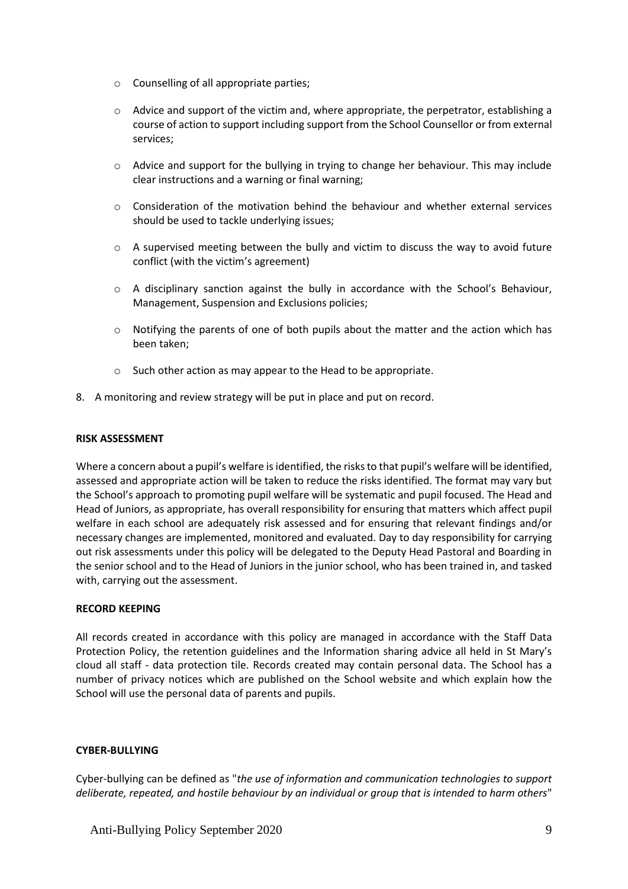- Counselling of all appropriate parties;
- Advice and support of the victim and, where appropriate, the perpetrator, establishing a course of action to support including support from the School Counsellor or from external services;
- Advice and support for the bullying in trying to change her behaviour. This may include clear instructions and a warning or final warning;
- Consideration of the motivation behind the behaviour and whether external services should be used to tackle underlying issues;
- A supervised meeting between the bully and victim to discuss the way to avoid future conflict (with the victim's agreement)
- A disciplinary sanction against the bully in accordance with the School's Behaviour, Management, Suspension and Exclusions policies;
- Notifying the parents of one of both pupils about the matter and the action which has been taken;
- Such other action as may appear to the Head to be appropriate.

8. A monitoring and review strategy will be put in place and put on record.

**RISK ASSESSMENT**

Where a concern about a pupil's welfare is identified, the risks to that pupil's welfare will be identified, assessed and appropriate action will be taken to reduce the risks identified. The format may vary but the School's approach to promoting pupil welfare will be systematic and pupil focused. The Head and Head of Juniors, as appropriate, has overall responsibility for ensuring that matters which affect pupil welfare in each school are adequately risk assessed and for ensuring that relevant findings and/or necessary changes are implemented, monitored and evaluated. Day to day responsibility for carrying out risk assessments under this policy will be delegated to the Deputy Head Pastoral and Boarding in the senior school and to the Head of Juniors in the junior school, who has been trained in, and tasked with, carrying out the assessment.

**RECORD KEEPING**

All records created in accordance with this policy are managed in accordance with the Staff Data Protection Policy, the retention guidelines and the Information sharing advice all held in St Mary's cloud all staff - data protection tile. Records created may contain personal data. The School has a number of privacy notices which are published on the School website and which explain how the School will use the personal data of parents and pupils.

**CYBER-BULLYING**

Cyber-bullying can be defined as "*the use of information and communication technologies to support deliberate, repeated, and hostile behaviour by an individual or group that is intended to harm others*"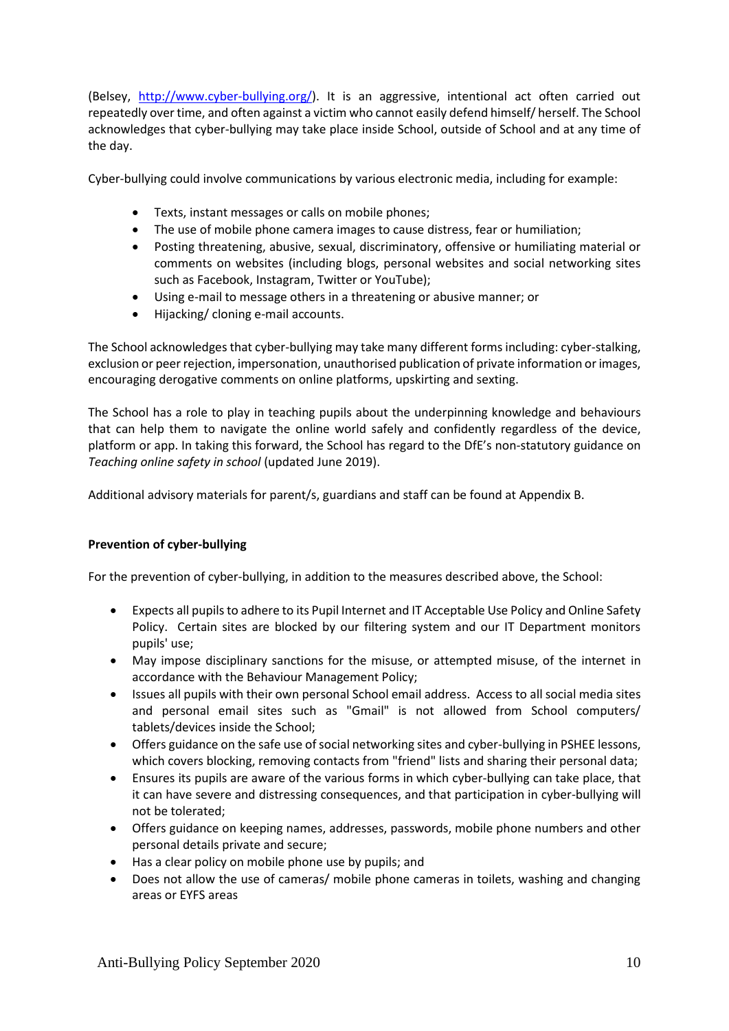(Belsey, [http://www.cyber-bullying.org/](http://www.cyber-bullying.org/)). It is an aggressive, intentional act often carried out repeatedly over time, and often against a victim who cannot easily defend himself/ herself. The School acknowledges that cyber-bullying may take place inside School, outside of School and at any time of the day.

Cyber-bullying could involve communications by various electronic media, including for example:

- Texts, instant messages or calls on mobile phones;
- The use of mobile phone camera images to cause distress, fear or humiliation;
- Posting threatening, abusive, sexual, discriminatory, offensive or humiliating material or comments on websites (including blogs, personal websites and social networking sites such as Facebook, Instagram, Twitter or YouTube);
- Using e-mail to message others in a threatening or abusive manner; or
- Hijacking/ cloning e-mail accounts.

The School acknowledges that cyber-bullying may take many different forms including: cyber-stalking, exclusion or peer rejection, impersonation, unauthorised publication of private information or images, encouraging derogative comments on online platforms, upskirting and sexting.

The School has a role to play in teaching pupils about the underpinning knowledge and behaviours that can help them to navigate the online world safely and confidently regardless of the device, platform or app. In taking this forward, the School has regard to the DfE's non-statutory guidance on *Teaching online safety in school* (updated June 2019).

Additional advisory materials for parent/s, guardians and staff can be found at Appendix B.

**Prevention of cyber-bullying**

For the prevention of cyber-bullying, in addition to the measures described above, the School:

- Expects all pupils to adhere to its Pupil Internet and IT Acceptable Use Policy and Online Safety Policy. Certain sites are blocked by our filtering system and our IT Department monitors pupils' use;
- May impose disciplinary sanctions for the misuse, or attempted misuse, of the internet in accordance with the Behaviour Management Policy;
- Issues all pupils with their own personal School email address. Access to all social media sites and personal email sites such as "Gmail" is not allowed from School computers/ tablets/devices inside the School;
- Offers guidance on the safe use of social networking sites and cyber-bullying in PSHEE lessons, which covers blocking, removing contacts from "friend" lists and sharing their personal data;
- Ensures its pupils are aware of the various forms in which cyber-bullying can take place, that it can have severe and distressing consequences, and that participation in cyber-bullying will not be tolerated;
- Offers guidance on keeping names, addresses, passwords, mobile phone numbers and other personal details private and secure;
- Has a clear policy on mobile phone use by pupils; and
- Does not allow the use of cameras/ mobile phone cameras in toilets, washing and changing areas or EYFS areas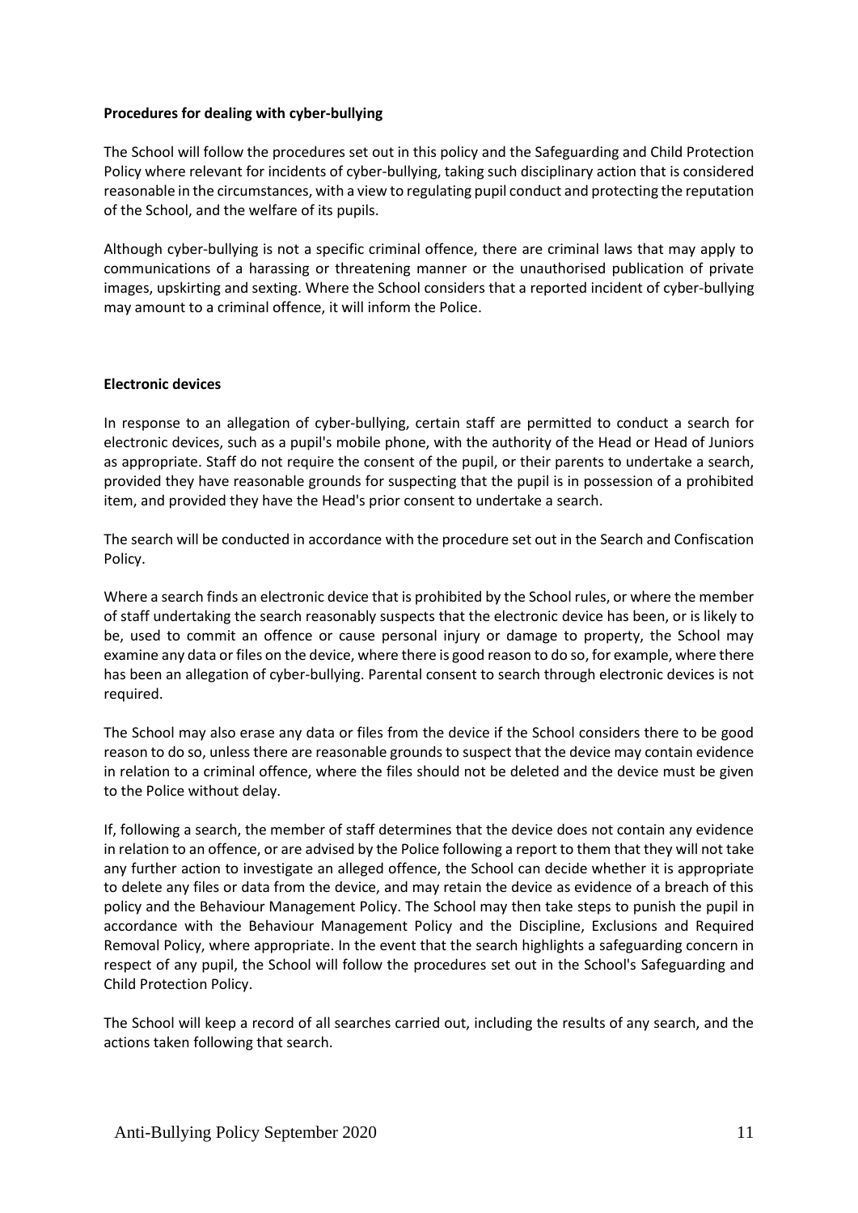**Procedures for dealing with cyber-bullying**

The School will follow the procedures set out in this policy and the Safeguarding and Child Protection Policy where relevant for incidents of cyber-bullying, taking such disciplinary action that is considered reasonable in the circumstances, with a view to regulating pupil conduct and protecting the reputation of the School, and the welfare of its pupils.

Although cyber-bullying is not a specific criminal offence, there are criminal laws that may apply to communications of a harassing or threatening manner or the unauthorised publication of private images, upskirting and sexting. Where the School considers that a reported incident of cyber-bullying may amount to a criminal offence, it will inform the Police.

**Electronic devices**

In response to an allegation of cyber-bullying, certain staff are permitted to conduct a search for electronic devices, such as a pupil's mobile phone, with the authority of the Head or Head of Juniors as appropriate. Staff do not require the consent of the pupil, or their parents to undertake a search, provided they have reasonable grounds for suspecting that the pupil is in possession of a prohibited item, and provided they have the Head's prior consent to undertake a search.

The search will be conducted in accordance with the procedure set out in the Search and Confiscation Policy.

Where a search finds an electronic device that is prohibited by the School rules, or where the member of staff undertaking the search reasonably suspects that the electronic device has been, or is likely to be, used to commit an offence or cause personal injury or damage to property, the School may examine any data or files on the device, where there is good reason to do so, for example, where there has been an allegation of cyber-bullying. Parental consent to search through electronic devices is not required.

The School may also erase any data or files from the device if the School considers there to be good reason to do so, unless there are reasonable grounds to suspect that the device may contain evidence in relation to a criminal offence, where the files should not be deleted and the device must be given to the Police without delay.

If, following a search, the member of staff determines that the device does not contain any evidence in relation to an offence, or are advised by the Police following a report to them that they will not take any further action to investigate an alleged offence, the School can decide whether it is appropriate to delete any files or data from the device, and may retain the device as evidence of a breach of this policy and the Behaviour Management Policy. The School may then take steps to punish the pupil in accordance with the Behaviour Management Policy and the Discipline, Exclusions and Required Removal Policy, where appropriate. In the event that the search highlights a safeguarding concern in respect of any pupil, the School will follow the procedures set out in the School's Safeguarding and Child Protection Policy.

The School will keep a record of all searches carried out, including the results of any search, and the actions taken following that search.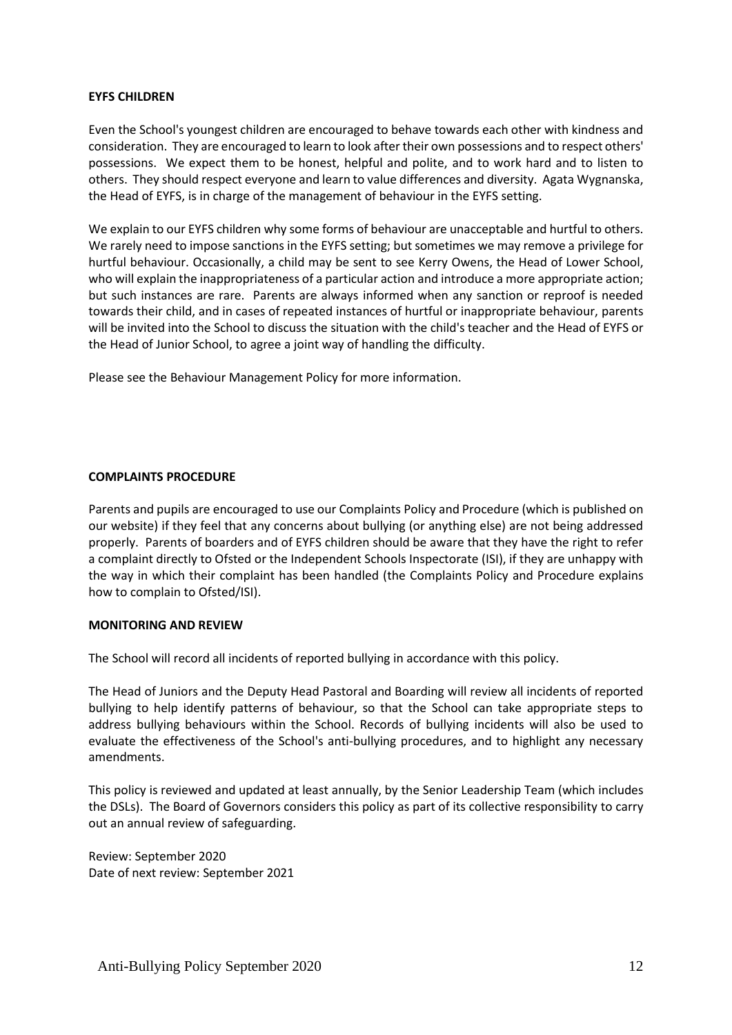**EYFS CHILDREN**

Even the School's youngest children are encouraged to behave towards each other with kindness and consideration. They are encouraged to learn to look after their own possessions and to respect others' possessions. We expect them to be honest, helpful and polite, and to work hard and to listen to others. They should respect everyone and learn to value differences and diversity. Agata Wygnanska, the Head of EYFS, is in charge of the management of behaviour in the EYFS setting.

We explain to our EYFS children why some forms of behaviour are unacceptable and hurtful to others. We rarely need to impose sanctions in the EYFS setting; but sometimes we may remove a privilege for hurtful behaviour. Occasionally, a child may be sent to see Kerry Owens, the Head of Lower School, who will explain the inappropriateness of a particular action and introduce a more appropriate action; but such instances are rare. Parents are always informed when any sanction or reproof is needed towards their child, and in cases of repeated instances of hurtful or inappropriate behaviour, parents will be invited into the School to discuss the situation with the child's teacher and the Head of EYFS or the Head of Junior School, to agree a joint way of handling the difficulty.

Please see the Behaviour Management Policy for more information.

**COMPLAINTS PROCEDURE**

Parents and pupils are encouraged to use our Complaints Policy and Procedure (which is published on our website) if they feel that any concerns about bullying (or anything else) are not being addressed properly. Parents of boarders and of EYFS children should be aware that they have the right to refer a complaint directly to Ofsted or the Independent Schools Inspectorate (ISI), if they are unhappy with the way in which their complaint has been handled (the Complaints Policy and Procedure explains how to complain to Ofsted/ISI).

**MONITORING AND REVIEW**

The School will record all incidents of reported bullying in accordance with this policy.

The Head of Juniors and the Deputy Head Pastoral and Boarding will review all incidents of reported bullying to help identify patterns of behaviour, so that the School can take appropriate steps to address bullying behaviours within the School. Records of bullying incidents will also be used to evaluate the effectiveness of the School's anti-bullying procedures, and to highlight any necessary amendments.

This policy is reviewed and updated at least annually, by the Senior Leadership Team (which includes the DSLs). The Board of Governors considers this policy as part of its collective responsibility to carry out an annual review of safeguarding.

Review: September 2020
Date of next review: September 2021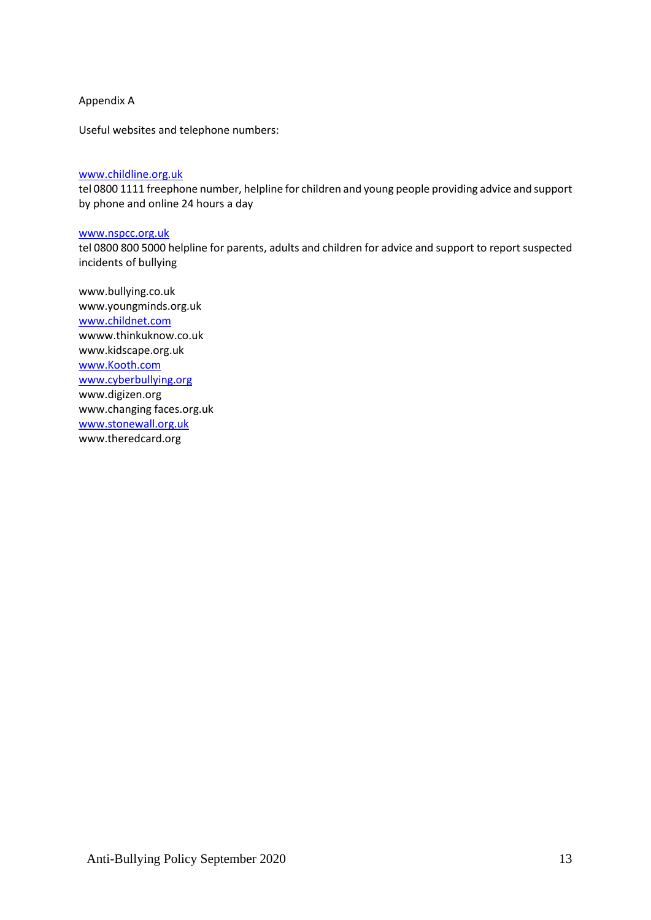Appendix A

Useful websites and telephone numbers:

www.childline.org.uk
tel 0800 1111 freephone number, helpline for children and young people providing advice and support by phone and online 24 hours a day

www.nspcc.org.uk
tel 0800 800 5000 helpline for parents, adults and children for advice and support to report suspected incidents of bullying

www.bullying.co.uk
www.youngminds.org.uk
www.childnet.com
wwww.thinkuknow.co.uk
www.kidscape.org.uk
www.Kooth.com
www.cyberbullying.org
www.digizen.org
www.changing faces.org.uk
www.stonewall.org.uk
www.theredcard.org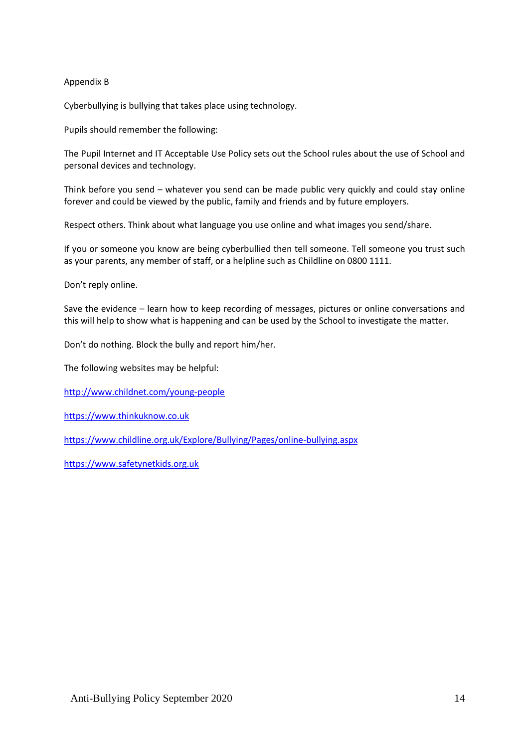Appendix B

Cyberbullying is bullying that takes place using technology.

Pupils should remember the following:

The Pupil Internet and IT Acceptable Use Policy sets out the School rules about the use of School and personal devices and technology.

Think before you send – whatever you send can be made public very quickly and could stay online forever and could be viewed by the public, family and friends and by future employers.

Respect others. Think about what language you use online and what images you send/share.

If you or someone you know are being cyberbullied then tell someone. Tell someone you trust such as your parents, any member of staff, or a helpline such as Childline on 0800 1111.

Don't reply online.

Save the evidence – learn how to keep recording of messages, pictures or online conversations and this will help to show what is happening and can be used by the School to investigate the matter.

Don't do nothing. Block the bully and report him/her.

The following websites may be helpful:

http://www.childnet.com/young-people

https://www.thinkuknow.co.uk

https://www.childline.org.uk/Explore/Bullying/Pages/online-bullying.aspx

https://www.safetynetkids.org.uk